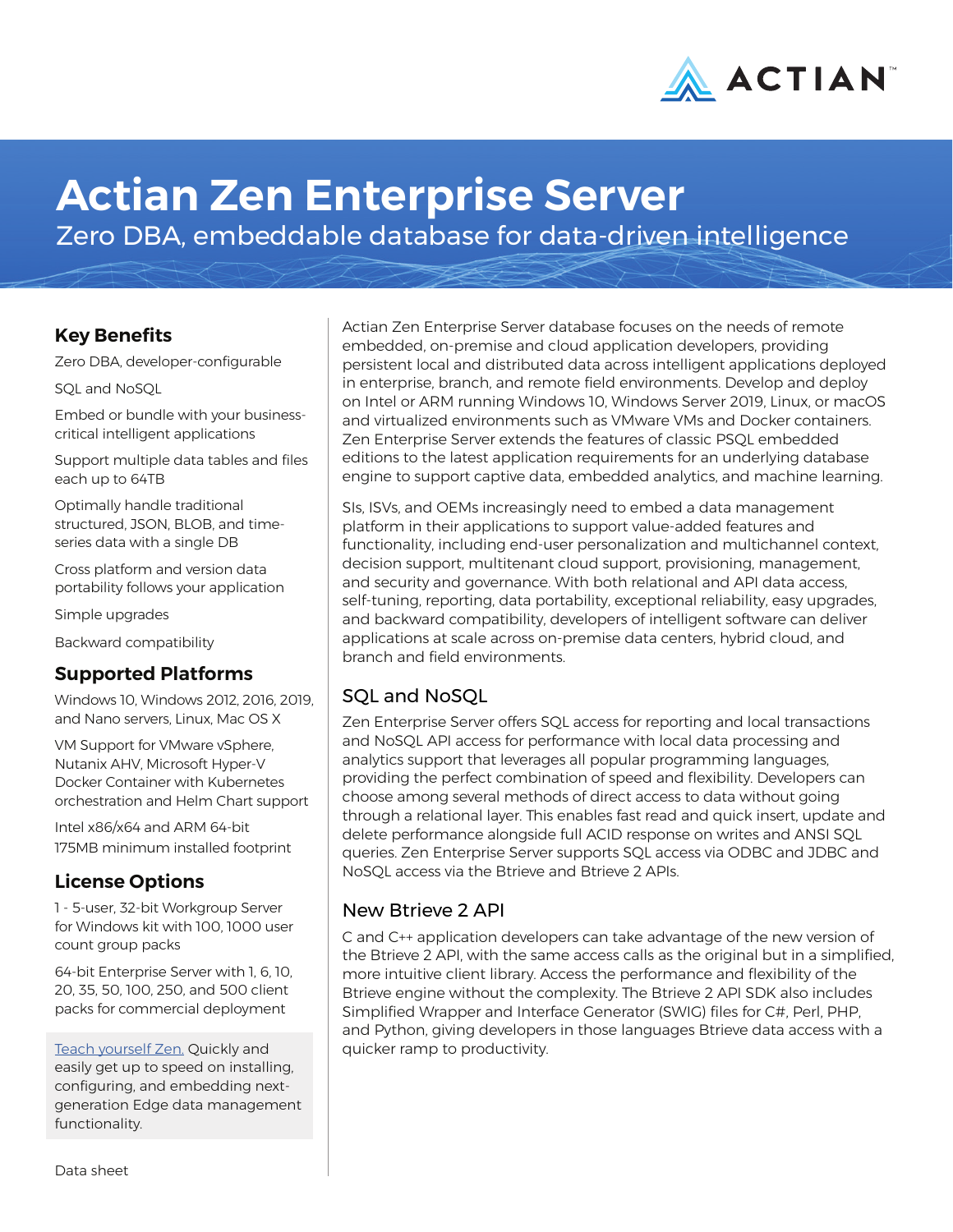# Actian Zen Enterprise Server

Zero DBA, embeddable database for data-driven intelligence

## Key Benefits

Zero DBA, developer-configurable

SQL and NoSQL

Embed or bundle with your business-critical intelligent applications

Support multiple data tables and files each up to 64TB

Optimally handle traditional structured, JSON, BLOB, and time-series data with a single DB

Cross platform and version data portability follows your application

Simple upgrades

Backward compatibility

## Supported Platforms

Windows 10, Windows 2012, 2016, 2019, and Nano servers, Linux, Mac OS X

VM Support for VMware vSphere, Nutanix AHV, Microsoft Hyper-V Docker Container with Kubernetes orchestration and Helm Chart support

Intel x86/x64 and ARM 64-bit 175MB minimum installed footprint

## License Options

1 - 5-user, 32-bit Workgroup Server for Windows kit with 100, 1000 user count group packs

64-bit Enterprise Server with 1, 6, 10, 20, 35, 50, 100, 250, and 500 client packs for commercial deployment

Teach yourself Zen. Quickly and easily get up to speed on installing, configuring, and embedding next-generation Edge data management functionality.

Actian Zen Enterprise Server database focuses on the needs of remote embedded, on-premise and cloud application developers, providing persistent local and distributed data across intelligent applications deployed in enterprise, branch, and remote field environments. Develop and deploy on Intel or ARM running Windows 10, Windows Server 2019, Linux, or macOS and virtualized environments such as VMware VMs and Docker containers. Zen Enterprise Server extends the features of classic PSQL embedded editions to the latest application requirements for an underlying database engine to support captive data, embedded analytics, and machine learning.

SIs, ISVs, and OEMs increasingly need to embed a data management platform in their applications to support value-added features and functionality, including end-user personalization and multichannel context, decision support, multitenant cloud support, provisioning, management, and security and governance. With both relational and API data access, self-tuning, reporting, data portability, exceptional reliability, easy upgrades, and backward compatibility, developers of intelligent software can deliver applications at scale across on-premise data centers, hybrid cloud, and branch and field environments.

## SQL and NoSQL

Zen Enterprise Server offers SQL access for reporting and local transactions and NoSQL API access for performance with local data processing and analytics support that leverages all popular programming languages, providing the perfect combination of speed and flexibility. Developers can choose among several methods of direct access to data without going through a relational layer. This enables fast read and quick insert, update and delete performance alongside full ACID response on writes and ANSI SQL queries. Zen Enterprise Server supports SQL access via ODBC and JDBC and NoSQL access via the Btrieve and Btrieve 2 APIs.

## New Btrieve 2 API

C and C++ application developers can take advantage of the new version of the Btrieve 2 API, with the same access calls as the original but in a simplified, more intuitive client library. Access the performance and flexibility of the Btrieve engine without the complexity. The Btrieve 2 API SDK also includes Simplified Wrapper and Interface Generator (SWIG) files for C#, Perl, PHP, and Python, giving developers in those languages Btrieve data access with a quicker ramp to productivity.

Data sheet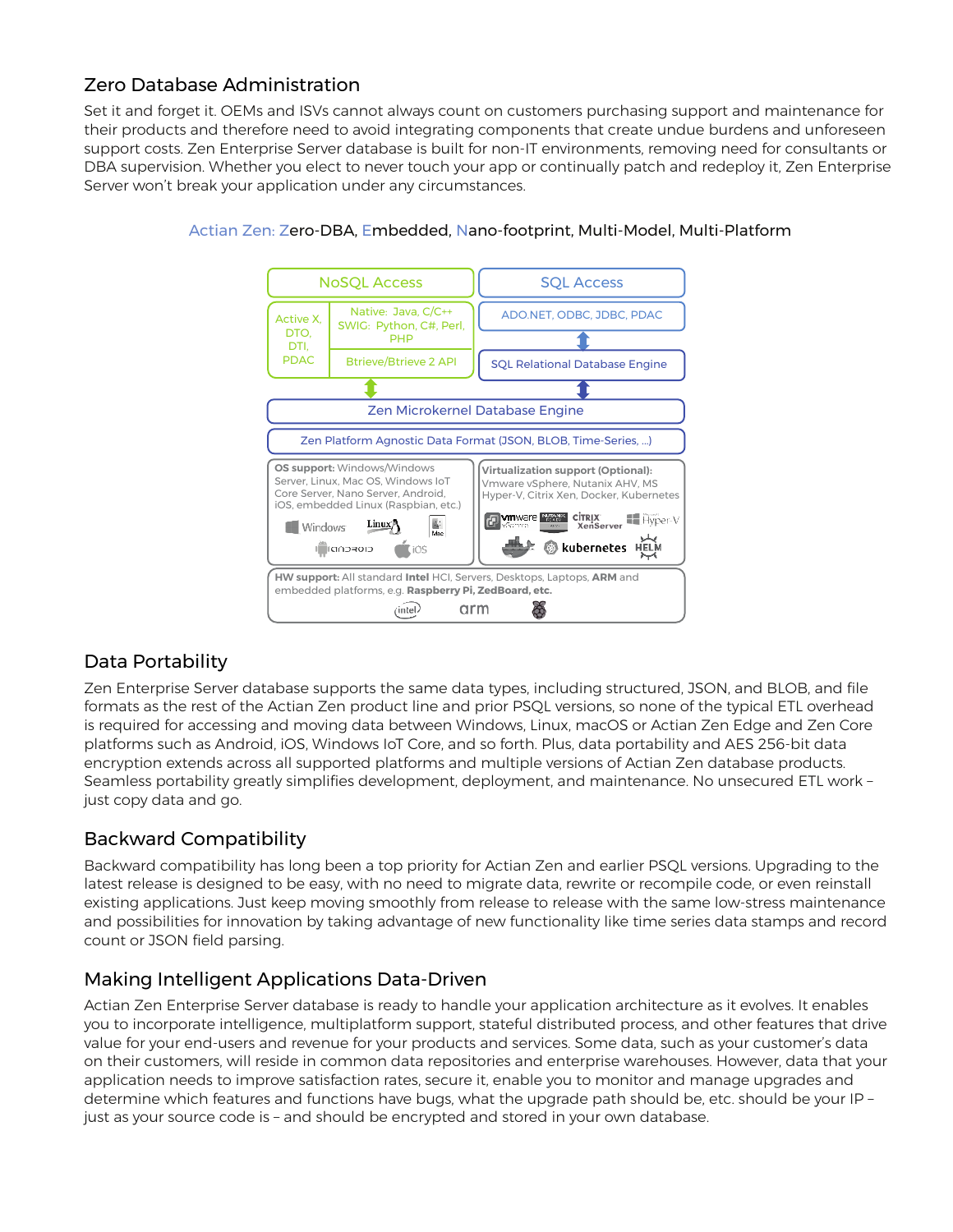## Zero Database Administration

Set it and forget it. OEMs and ISVs cannot always count on customers purchasing support and maintenance for their products and therefore need to avoid integrating components that create undue burdens and unforeseen support costs. Zen Enterprise Server database is built for non-IT environments, removing need for consultants or DBA supervision. Whether you elect to never touch your app or continually patch and redeploy it, Zen Enterprise Server won't break your application under any circumstances.

Actian Zen: Zero-DBA, Embedded, Nano-footprint, Multi-Model, Multi-Platform

NoSQL Access

Active X, DTO, DTI, PDAC

Native: Java, C/C++
SWIG: Python, C#, Perl, PHP

Btrieve/Btrieve 2 API

SQL Access

ADO.NET, ODBC, JDBC, PDAC

SQL Relational Database Engine

Zen Microkernel Database Engine

Zen Platform Agnostic Data Format (JSON, BLOB, Time-Series, ...)

**OS support:** Windows/Windows Server, Linux, Mac OS, Windows IoT Core Server, Nano Server, Android, iOS, embedded Linux (Raspbian, etc.)

**Virtualization support (Optional):** Vmware vSphere, Nutanix AHV, MS Hyper-V, Citrix Xen, Docker, Kubernetes

**HW support:** All standard **Intel** HCI, Servers, Desktops, Laptops, **ARM** and embedded platforms, e.g. **Raspberry Pi, ZedBoard, etc.**

## Data Portability

Zen Enterprise Server database supports the same data types, including structured, JSON, and BLOB, and file formats as the rest of the Actian Zen product line and prior PSQL versions, so none of the typical ETL overhead is required for accessing and moving data between Windows, Linux, macOS or Actian Zen Edge and Zen Core platforms such as Android, iOS, Windows IoT Core, and so forth. Plus, data portability and AES 256-bit data encryption extends across all supported platforms and multiple versions of Actian Zen database products. Seamless portability greatly simplifies development, deployment, and maintenance. No unsecured ETL work – just copy data and go.

## Backward Compatibility

Backward compatibility has long been a top priority for Actian Zen and earlier PSQL versions. Upgrading to the latest release is designed to be easy, with no need to migrate data, rewrite or recompile code, or even reinstall existing applications. Just keep moving smoothly from release to release with the same low-stress maintenance and possibilities for innovation by taking advantage of new functionality like time series data stamps and record count or JSON field parsing.

## Making Intelligent Applications Data-Driven

Actian Zen Enterprise Server database is ready to handle your application architecture as it evolves. It enables you to incorporate intelligence, multiplatform support, stateful distributed process, and other features that drive value for your end-users and revenue for your products and services. Some data, such as your customer's data on their customers, will reside in common data repositories and enterprise warehouses. However, data that your application needs to improve satisfaction rates, secure it, enable you to monitor and manage upgrades and determine which features and functions have bugs, what the upgrade path should be, etc. should be your IP – just as your source code is – and should be encrypted and stored in your own database.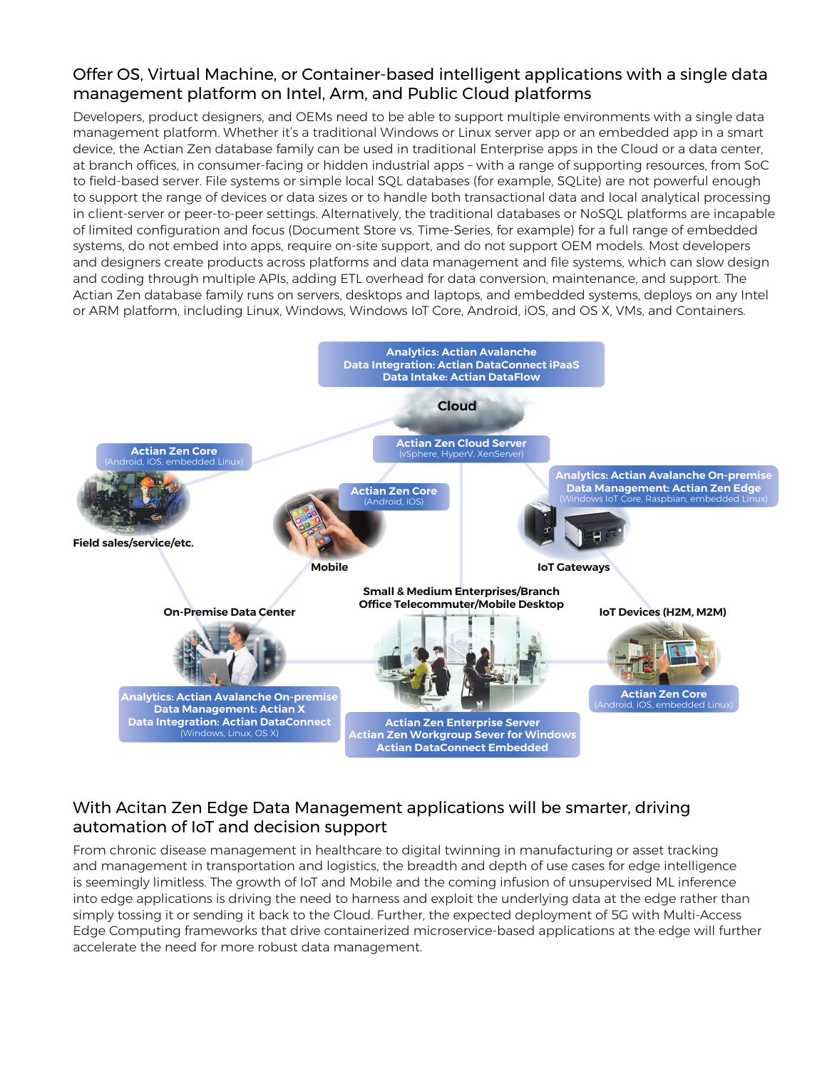## Offer OS, Virtual Machine, or Container-based intelligent applications with a single data management platform on Intel, Arm, and Public Cloud platforms

Developers, product designers, and OEMs need to be able to support multiple environments with a single data management platform. Whether it's a traditional Windows or Linux server app or an embedded app in a smart device, the Actian Zen database family can be used in traditional Enterprise apps in the Cloud or a data center, at branch offices, in consumer-facing or hidden industrial apps – with a range of supporting resources, from SoC to field-based server. File systems or simple local SQL databases (for example, SQLite) are not powerful enough to support the range of devices or data sizes or to handle both transactional data and local analytical processing in client-server or peer-to-peer settings. Alternatively, the traditional databases or NoSQL platforms are incapable of limited configuration and focus (Document Store vs. Time-Series, for example) for a full range of embedded systems, do not embed into apps, require on-site support, and do not support OEM models. Most developers and designers create products across platforms and data management and file systems, which can slow design and coding through multiple APIs, adding ETL overhead for data conversion, maintenance, and support. The Actian Zen database family runs on servers, desktops and laptops, and embedded systems, deploys on any Intel or ARM platform, including Linux, Windows, Windows IoT Core, Android, iOS, and OS X, VMs, and Containers.

**Analytics: Actian Avalanche**
**Data Integration: Actian DataConnect iPaaS**
**Data Intake: Actian DataFlow**

**Cloud**

**Actian Zen Cloud Server** (vSphere, HyperV, XenServer)

**Actian Zen Core** (Android, iOS, embedded Linux)
**Field sales/service/etc.**

**Actian Zen Core** (Android, iOS)
**Mobile**

**Analytics: Actian Avalanche On-premise**
**Data Management: Actian Zen Edge** (Windows IoT Core, Raspbian, embedded Linux)
**IoT Gateways**

**On-Premise Data Center**
**Analytics: Actian Avalanche On-premise**
**Data Management: Actian X**
**Data Integration: Actian DataConnect** (Windows, Linux, OS X)

**Small & Medium Enterprises/Branch Office Telecommuter/Mobile Desktop**
**Actian Zen Enterprise Server**
**Actian Zen Workgroup Sever for Windows**
**Actian DataConnect Embedded**

**IoT Devices (H2M, M2M)**
**Actian Zen Core** (Android, iOS, embedded Linux)

## With Acitan Zen Edge Data Management applications will be smarter, driving automation of IoT and decision support

From chronic disease management in healthcare to digital twinning in manufacturing or asset tracking and management in transportation and logistics, the breadth and depth of use cases for edge intelligence is seemingly limitless. The growth of IoT and Mobile and the coming infusion of unsupervised ML inference into edge applications is driving the need to harness and exploit the underlying data at the edge rather than simply tossing it or sending it back to the Cloud. Further, the expected deployment of 5G with Multi-Access Edge Computing frameworks that drive containerized microservice-based applications at the edge will further accelerate the need for more robust data management.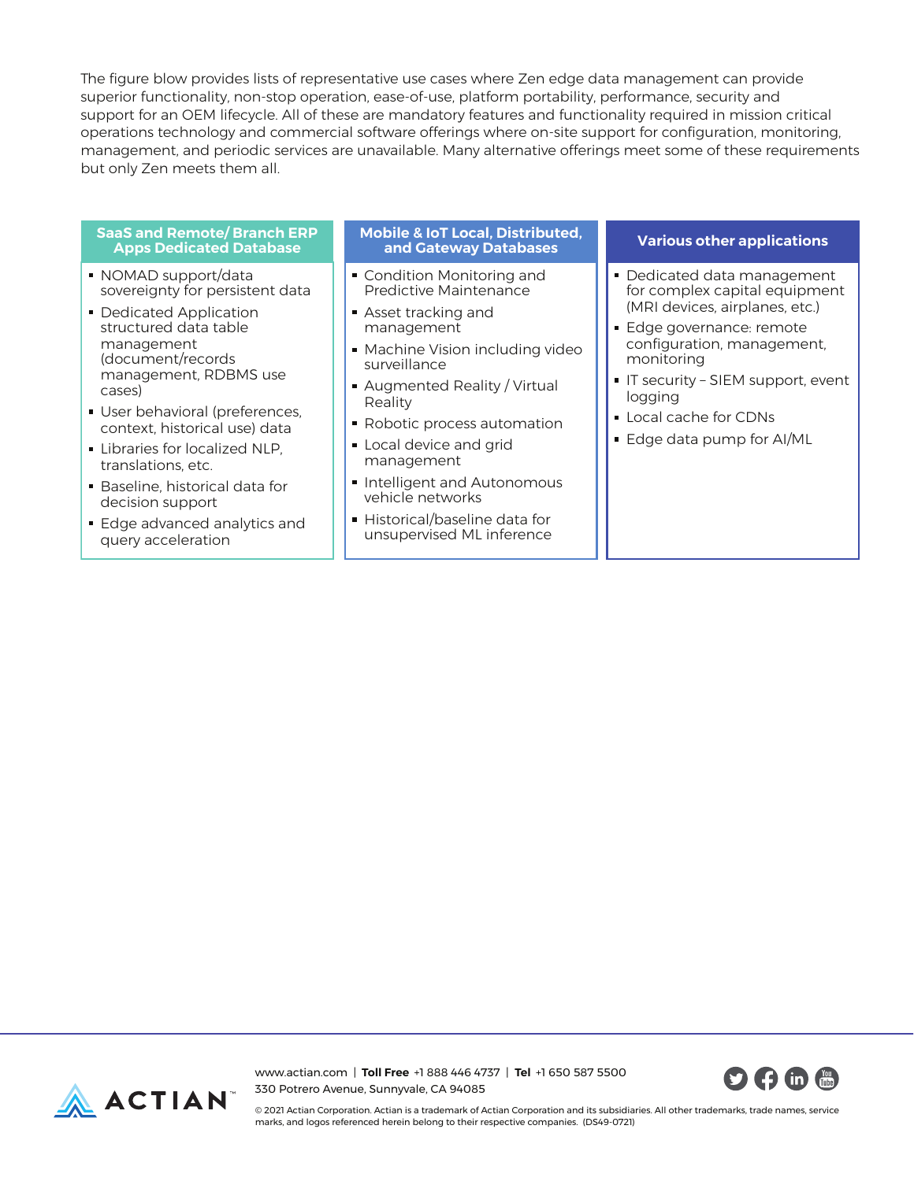The figure blow provides lists of representative use cases where Zen edge data management can provide superior functionality, non-stop operation, ease-of-use, platform portability, performance, security and support for an OEM lifecycle. All of these are mandatory features and functionality required in mission critical operations technology and commercial software offerings where on-site support for configuration, monitoring, management, and periodic services are unavailable. Many alternative offerings meet some of these requirements but only Zen meets them all.

| SaaS and Remote/ Branch ERP Apps Dedicated Database | Mobile & IoT Local, Distributed, and Gateway Databases | Various other applications |
| --- | --- | --- |
| ▪ NOMAD support/data sovereignty for persistent data<br>▪ Dedicated Application structured data table management (document/records management, RDBMS use cases)<br>▪ User behavioral (preferences, context, historical use) data<br>▪ Libraries for localized NLP, translations, etc.<br>▪ Baseline, historical data for decision support<br>▪ Edge advanced analytics and query acceleration | ▪ Condition Monitoring and Predictive Maintenance<br>▪ Asset tracking and management<br>▪ Machine Vision including video surveillance<br>▪ Augmented Reality / Virtual Reality<br>▪ Robotic process automation<br>▪ Local device and grid management<br>▪ Intelligent and Autonomous vehicle networks<br>▪ Historical/baseline data for unsupervised ML inference | ▪ Dedicated data management for complex capital equipment (MRI devices, airplanes, etc.)<br>▪ Edge governance: remote configuration, management, monitoring<br>▪ IT security – SIEM support, event logging<br>▪ Local cache for CDNs<br>▪ Edge data pump for AI/ML |

www.actian.com | **Toll Free** +1 888 446 4737 | **Tel** +1 650 587 5500
330 Potrero Avenue, Sunnyvale, CA 94085

© 2021 Actian Corporation. Actian is a trademark of Actian Corporation and its subsidiaries. All other trademarks, trade names, service marks, and logos referenced herein belong to their respective companies. (DS49-0721)